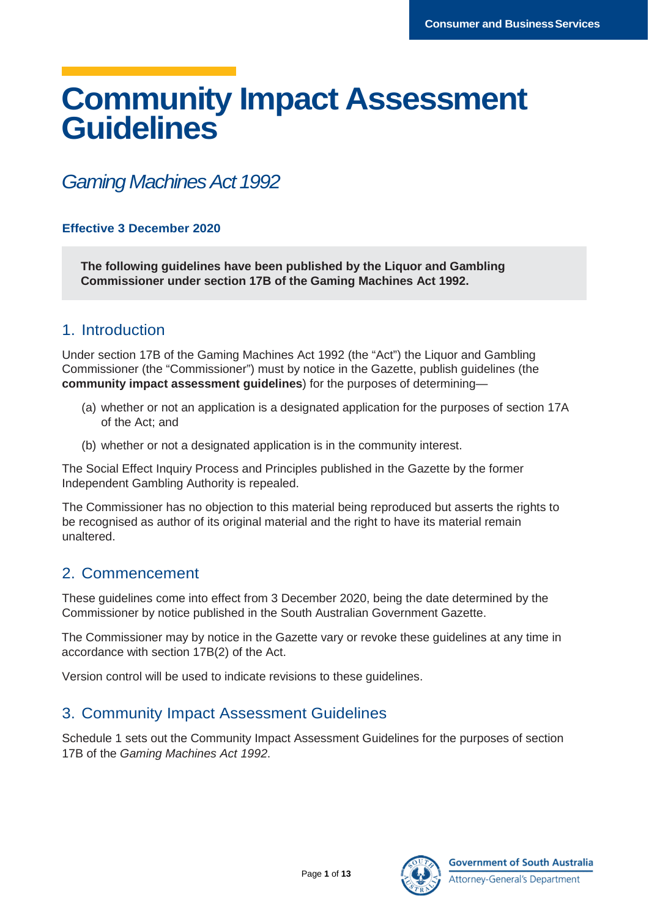# Community Impact Assessment Guidelines

*Gaming Machines Act 1992*

**Effective 3 December 2020**

**The following guidelines have been published by the Liquor and Gambling Commissioner under section 17B of the Gaming Machines Act 1992.**

## 1. Introduction

Under section 17B of the Gaming Machines Act 1992 (the "Act") the Liquor and Gambling Commissioner (the "Commissioner") must by notice in the Gazette, publish guidelines (the **community impact assessment guidelines**) for the purposes of determining—

(a) whether or not an application is a designated application for the purposes of section 17A of the Act; and

(b) whether or not a designated application is in the community interest.

The Social Effect Inquiry Process and Principles published in the Gazette by the former Independent Gambling Authority is repealed.

The Commissioner has no objection to this material being reproduced but asserts the rights to be recognised as author of its original material and the right to have its material remain unaltered.

## 2. Commencement

These guidelines come into effect from 3 December 2020, being the date determined by the Commissioner by notice published in the South Australian Government Gazette.

The Commissioner may by notice in the Gazette vary or revoke these guidelines at any time in accordance with section 17B(2) of the Act.

Version control will be used to indicate revisions to these guidelines.

## 3. Community Impact Assessment Guidelines

Schedule 1 sets out the Community Impact Assessment Guidelines for the purposes of section 17B of the *Gaming Machines Act 1992*.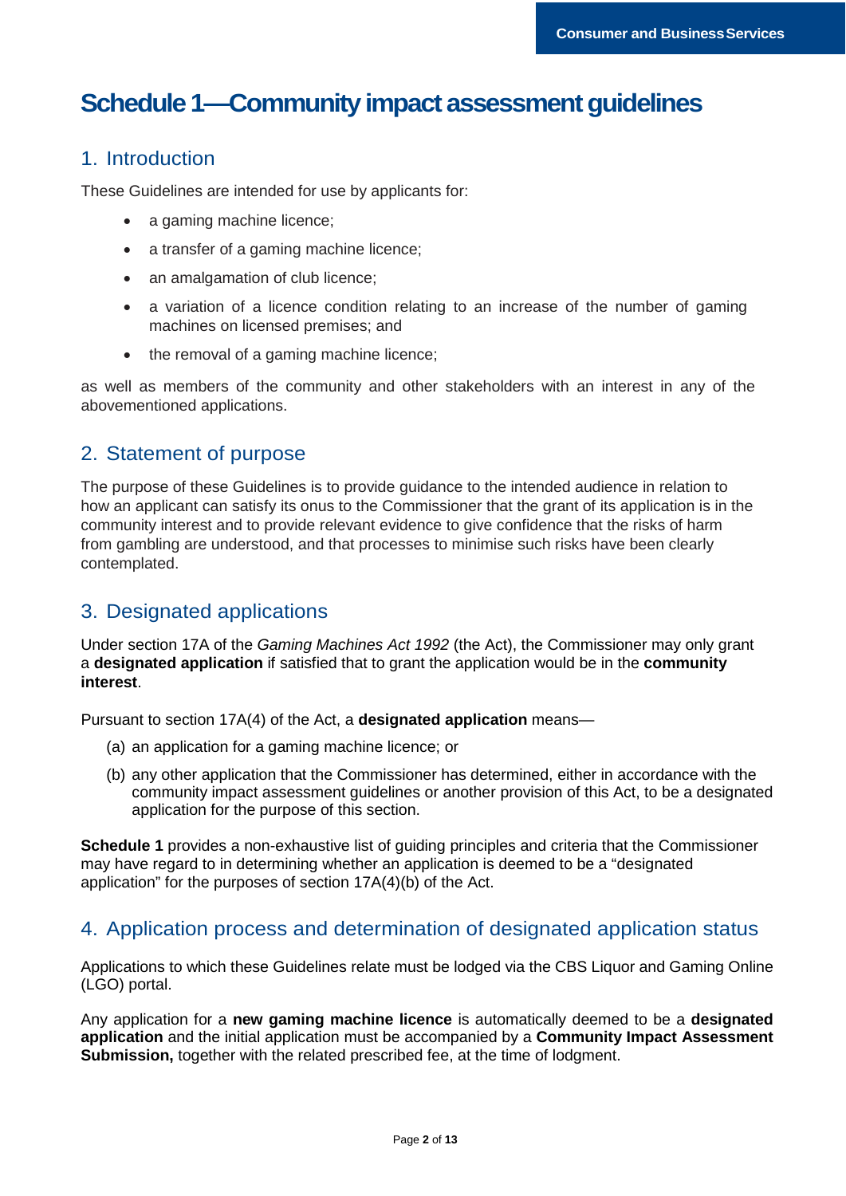# Schedule 1—Community impact assessment guidelines

## 1. Introduction

These Guidelines are intended for use by applicants for:

- a gaming machine licence;
- a transfer of a gaming machine licence;
- an amalgamation of club licence;
- a variation of a licence condition relating to an increase of the number of gaming machines on licensed premises; and
- the removal of a gaming machine licence;

as well as members of the community and other stakeholders with an interest in any of the abovementioned applications.

## 2. Statement of purpose

The purpose of these Guidelines is to provide guidance to the intended audience in relation to how an applicant can satisfy its onus to the Commissioner that the grant of its application is in the community interest and to provide relevant evidence to give confidence that the risks of harm from gambling are understood, and that processes to minimise such risks have been clearly contemplated.

## 3. Designated applications

Under section 17A of the *Gaming Machines Act 1992* (the Act), the Commissioner may only grant a **designated application** if satisfied that to grant the application would be in the **community interest**.

Pursuant to section 17A(4) of the Act, a **designated application** means—

(a) an application for a gaming machine licence; or

(b) any other application that the Commissioner has determined, either in accordance with the community impact assessment guidelines or another provision of this Act, to be a designated application for the purpose of this section.

**Schedule 1** provides a non-exhaustive list of guiding principles and criteria that the Commissioner may have regard to in determining whether an application is deemed to be a "designated application" for the purposes of section 17A(4)(b) of the Act.

## 4. Application process and determination of designated application status

Applications to which these Guidelines relate must be lodged via the CBS Liquor and Gaming Online (LGO) portal.

Any application for a **new gaming machine licence** is automatically deemed to be a **designated application** and the initial application must be accompanied by a **Community Impact Assessment Submission,** together with the related prescribed fee, at the time of lodgment.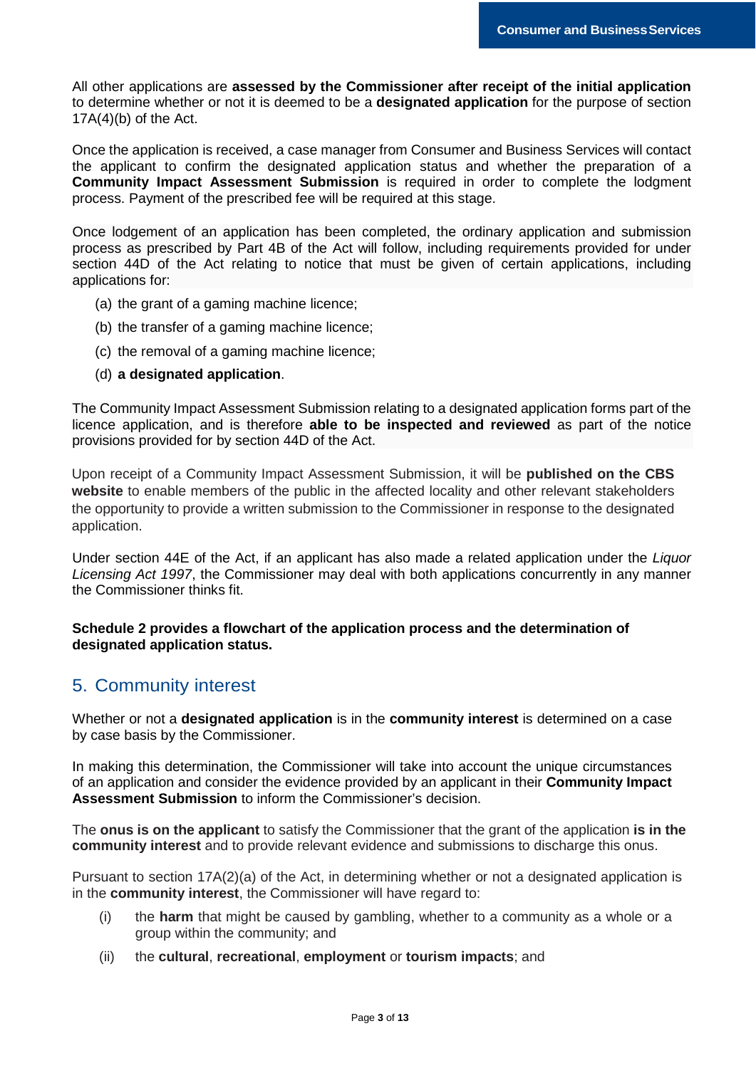All other applications are **assessed by the Commissioner after receipt of the initial application** to determine whether or not it is deemed to be a **designated application** for the purpose of section 17A(4)(b) of the Act.

Once the application is received, a case manager from Consumer and Business Services will contact the applicant to confirm the designated application status and whether the preparation of a **Community Impact Assessment Submission** is required in order to complete the lodgment process. Payment of the prescribed fee will be required at this stage.

Once lodgement of an application has been completed, the ordinary application and submission process as prescribed by Part 4B of the Act will follow, including requirements provided for under section 44D of the Act relating to notice that must be given of certain applications, including applications for:

(a) the grant of a gaming machine licence;

(b) the transfer of a gaming machine licence;

(c) the removal of a gaming machine licence;

(d) **a designated application**.

The Community Impact Assessment Submission relating to a designated application forms part of the licence application, and is therefore **able to be inspected and reviewed** as part of the notice provisions provided for by section 44D of the Act.

Upon receipt of a Community Impact Assessment Submission, it will be **published on the CBS website** to enable members of the public in the affected locality and other relevant stakeholders the opportunity to provide a written submission to the Commissioner in response to the designated application.

Under section 44E of the Act, if an applicant has also made a related application under the *Liquor Licensing Act 1997*, the Commissioner may deal with both applications concurrently in any manner the Commissioner thinks fit.

**Schedule 2 provides a flowchart of the application process and the determination of designated application status.**

## 5. Community interest

Whether or not a **designated application** is in the **community interest** is determined on a case by case basis by the Commissioner.

In making this determination, the Commissioner will take into account the unique circumstances of an application and consider the evidence provided by an applicant in their **Community Impact Assessment Submission** to inform the Commissioner's decision.

The **onus is on the applicant** to satisfy the Commissioner that the grant of the application **is in the community interest** and to provide relevant evidence and submissions to discharge this onus.

Pursuant to section 17A(2)(a) of the Act, in determining whether or not a designated application is in the **community interest**, the Commissioner will have regard to:

(i) the **harm** that might be caused by gambling, whether to a community as a whole or a group within the community; and

(ii) the **cultural**, **recreational**, **employment** or **tourism impacts**; and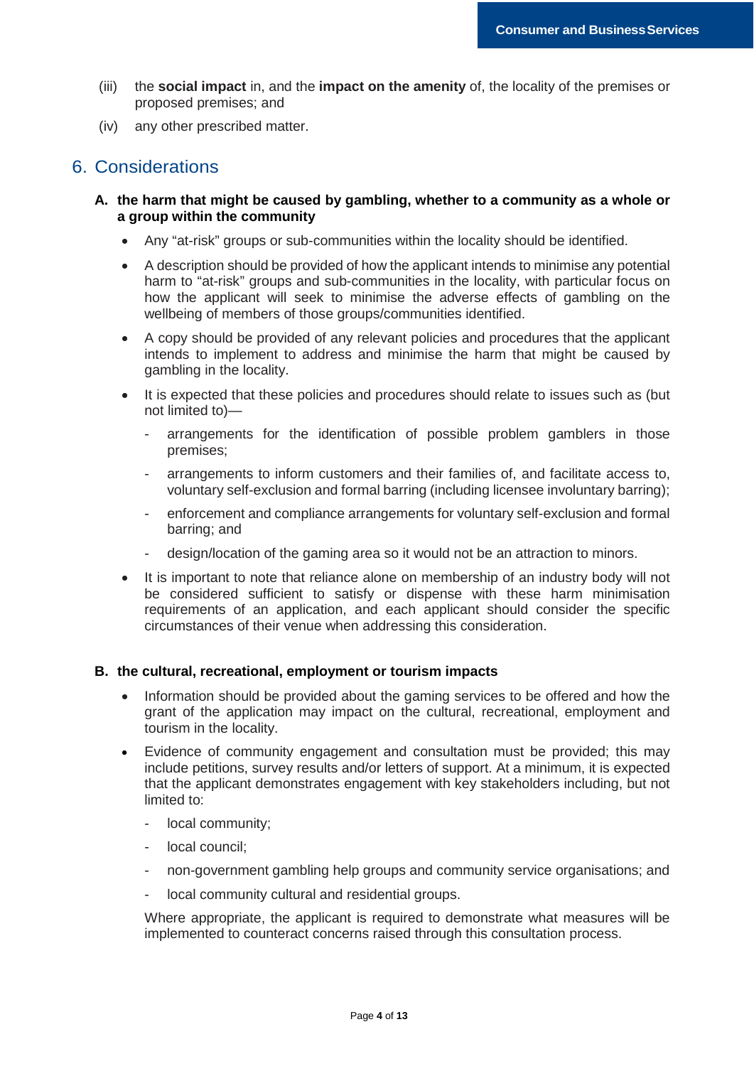(iii) the **social impact** in, and the **impact on the amenity** of, the locality of the premises or proposed premises; and

(iv) any other prescribed matter.

## 6. Considerations

**A. the harm that might be caused by gambling, whether to a community as a whole or a group within the community**

- Any "at-risk" groups or sub-communities within the locality should be identified.
- A description should be provided of how the applicant intends to minimise any potential harm to "at-risk" groups and sub-communities in the locality, with particular focus on how the applicant will seek to minimise the adverse effects of gambling on the wellbeing of members of those groups/communities identified.
- A copy should be provided of any relevant policies and procedures that the applicant intends to implement to address and minimise the harm that might be caused by gambling in the locality.
- It is expected that these policies and procedures should relate to issues such as (but not limited to)—
  - arrangements for the identification of possible problem gamblers in those premises;
  - arrangements to inform customers and their families of, and facilitate access to, voluntary self-exclusion and formal barring (including licensee involuntary barring);
  - enforcement and compliance arrangements for voluntary self-exclusion and formal barring; and
  - design/location of the gaming area so it would not be an attraction to minors.
- It is important to note that reliance alone on membership of an industry body will not be considered sufficient to satisfy or dispense with these harm minimisation requirements of an application, and each applicant should consider the specific circumstances of their venue when addressing this consideration.

**B. the cultural, recreational, employment or tourism impacts**

- Information should be provided about the gaming services to be offered and how the grant of the application may impact on the cultural, recreational, employment and tourism in the locality.
- Evidence of community engagement and consultation must be provided; this may include petitions, survey results and/or letters of support. At a minimum, it is expected that the applicant demonstrates engagement with key stakeholders including, but not limited to:
  - local community;
  - local council;
  - non-government gambling help groups and community service organisations; and
  - local community cultural and residential groups.

  Where appropriate, the applicant is required to demonstrate what measures will be implemented to counteract concerns raised through this consultation process.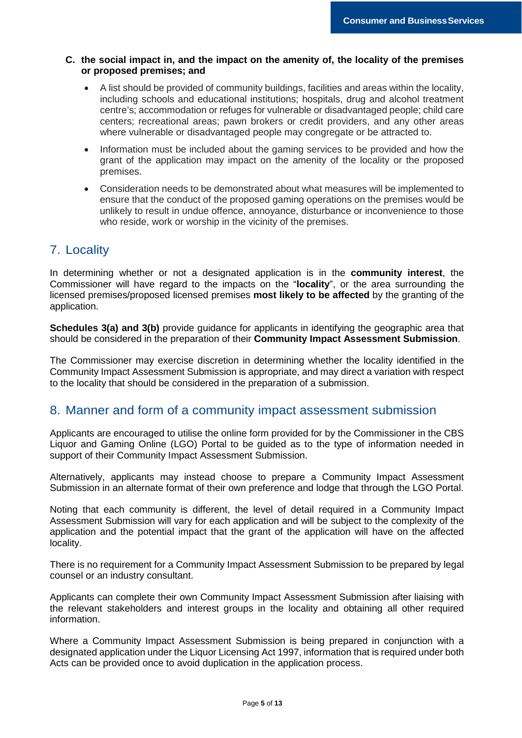**C. the social impact in, and the impact on the amenity of, the locality of the premises or proposed premises; and**

- A list should be provided of community buildings, facilities and areas within the locality, including schools and educational institutions; hospitals, drug and alcohol treatment centre's; accommodation or refuges for vulnerable or disadvantaged people; child care centers; recreational areas; pawn brokers or credit providers, and any other areas where vulnerable or disadvantaged people may congregate or be attracted to.
- Information must be included about the gaming services to be provided and how the grant of the application may impact on the amenity of the locality or the proposed premises.
- Consideration needs to be demonstrated about what measures will be implemented to ensure that the conduct of the proposed gaming operations on the premises would be unlikely to result in undue offence, annoyance, disturbance or inconvenience to those who reside, work or worship in the vicinity of the premises.

## 7. Locality

In determining whether or not a designated application is in the **community interest**, the Commissioner will have regard to the impacts on the "**locality**", or the area surrounding the licensed premises/proposed licensed premises **most likely to be affected** by the granting of the application.

**Schedules 3(a) and 3(b)** provide guidance for applicants in identifying the geographic area that should be considered in the preparation of their **Community Impact Assessment Submission**.

The Commissioner may exercise discretion in determining whether the locality identified in the Community Impact Assessment Submission is appropriate, and may direct a variation with respect to the locality that should be considered in the preparation of a submission.

## 8. Manner and form of a community impact assessment submission

Applicants are encouraged to utilise the online form provided for by the Commissioner in the CBS Liquor and Gaming Online (LGO) Portal to be guided as to the type of information needed in support of their Community Impact Assessment Submission.

Alternatively, applicants may instead choose to prepare a Community Impact Assessment Submission in an alternate format of their own preference and lodge that through the LGO Portal.

Noting that each community is different, the level of detail required in a Community Impact Assessment Submission will vary for each application and will be subject to the complexity of the application and the potential impact that the grant of the application will have on the affected locality.

There is no requirement for a Community Impact Assessment Submission to be prepared by legal counsel or an industry consultant.

Applicants can complete their own Community Impact Assessment Submission after liaising with the relevant stakeholders and interest groups in the locality and obtaining all other required information.

Where a Community Impact Assessment Submission is being prepared in conjunction with a designated application under the Liquor Licensing Act 1997, information that is required under both Acts can be provided once to avoid duplication in the application process.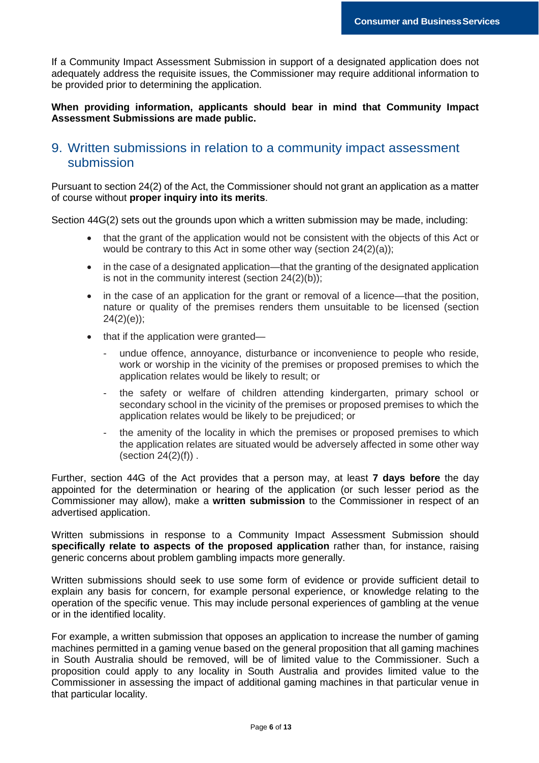If a Community Impact Assessment Submission in support of a designated application does not adequately address the requisite issues, the Commissioner may require additional information to be provided prior to determining the application.

**When providing information, applicants should bear in mind that Community Impact Assessment Submissions are made public.**

## 9. Written submissions in relation to a community impact assessment submission

Pursuant to section 24(2) of the Act, the Commissioner should not grant an application as a matter of course without **proper inquiry into its merits**.

Section 44G(2) sets out the grounds upon which a written submission may be made, including:

- that the grant of the application would not be consistent with the objects of this Act or would be contrary to this Act in some other way (section 24(2)(a));
- in the case of a designated application—that the granting of the designated application is not in the community interest (section 24(2)(b));
- in the case of an application for the grant or removal of a licence—that the position, nature or quality of the premises renders them unsuitable to be licensed (section 24(2)(e));
- that if the application were granted—
    - undue offence, annoyance, disturbance or inconvenience to people who reside, work or worship in the vicinity of the premises or proposed premises to which the application relates would be likely to result; or
    - the safety or welfare of children attending kindergarten, primary school or secondary school in the vicinity of the premises or proposed premises to which the application relates would be likely to be prejudiced; or
    - the amenity of the locality in which the premises or proposed premises to which the application relates are situated would be adversely affected in some other way (section 24(2)(f)) .

Further, section 44G of the Act provides that a person may, at least **7 days before** the day appointed for the determination or hearing of the application (or such lesser period as the Commissioner may allow), make a **written submission** to the Commissioner in respect of an advertised application.

Written submissions in response to a Community Impact Assessment Submission should **specifically relate to aspects of the proposed application** rather than, for instance, raising generic concerns about problem gambling impacts more generally.

Written submissions should seek to use some form of evidence or provide sufficient detail to explain any basis for concern, for example personal experience, or knowledge relating to the operation of the specific venue. This may include personal experiences of gambling at the venue or in the identified locality.

For example, a written submission that opposes an application to increase the number of gaming machines permitted in a gaming venue based on the general proposition that all gaming machines in South Australia should be removed, will be of limited value to the Commissioner. Such a proposition could apply to any locality in South Australia and provides limited value to the Commissioner in assessing the impact of additional gaming machines in that particular venue in that particular locality.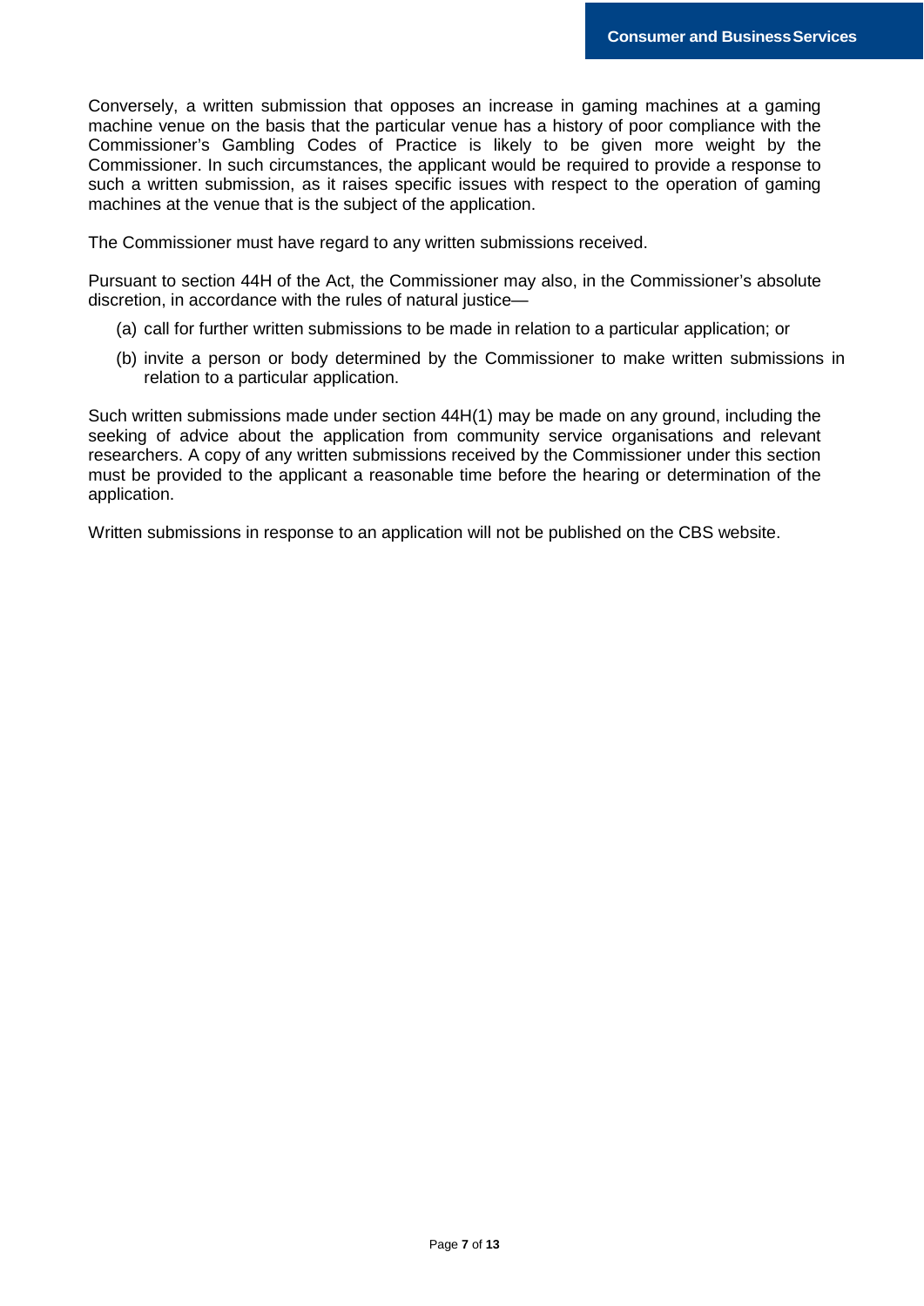Conversely, a written submission that opposes an increase in gaming machines at a gaming machine venue on the basis that the particular venue has a history of poor compliance with the Commissioner's Gambling Codes of Practice is likely to be given more weight by the Commissioner. In such circumstances, the applicant would be required to provide a response to such a written submission, as it raises specific issues with respect to the operation of gaming machines at the venue that is the subject of the application.

The Commissioner must have regard to any written submissions received.

Pursuant to section 44H of the Act, the Commissioner may also, in the Commissioner's absolute discretion, in accordance with the rules of natural justice—

(a) call for further written submissions to be made in relation to a particular application; or

(b) invite a person or body determined by the Commissioner to make written submissions in relation to a particular application.

Such written submissions made under section 44H(1) may be made on any ground, including the seeking of advice about the application from community service organisations and relevant researchers. A copy of any written submissions received by the Commissioner under this section must be provided to the applicant a reasonable time before the hearing or determination of the application.

Written submissions in response to an application will not be published on the CBS website.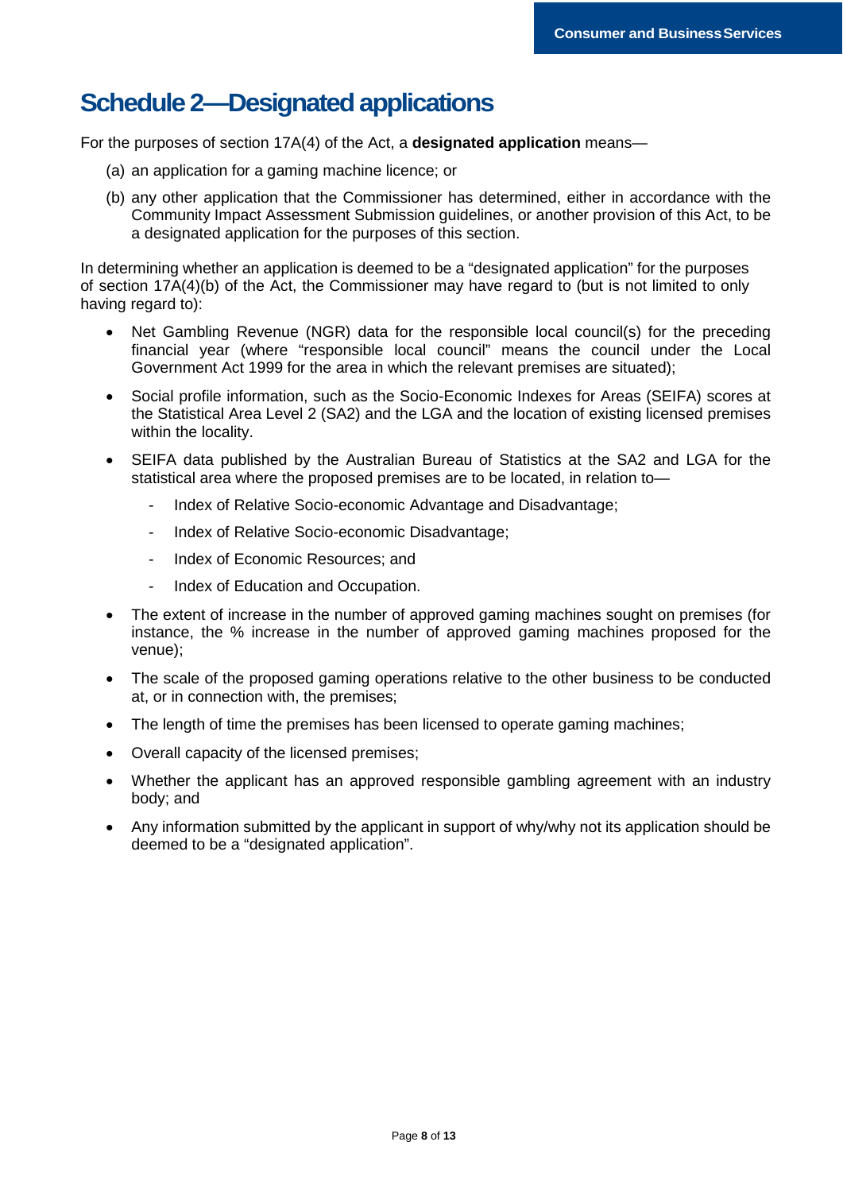# Schedule 2—Designated applications

For the purposes of section 17A(4) of the Act, a **designated application** means—

(a) an application for a gaming machine licence; or

(b) any other application that the Commissioner has determined, either in accordance with the Community Impact Assessment Submission guidelines, or another provision of this Act, to be a designated application for the purposes of this section.

In determining whether an application is deemed to be a "designated application" for the purposes of section 17A(4)(b) of the Act, the Commissioner may have regard to (but is not limited to only having regard to):

- Net Gambling Revenue (NGR) data for the responsible local council(s) for the preceding financial year (where "responsible local council" means the council under the Local Government Act 1999 for the area in which the relevant premises are situated);
- Social profile information, such as the Socio-Economic Indexes for Areas (SEIFA) scores at the Statistical Area Level 2 (SA2) and the LGA and the location of existing licensed premises within the locality.
- SEIFA data published by the Australian Bureau of Statistics at the SA2 and LGA for the statistical area where the proposed premises are to be located, in relation to—
  - Index of Relative Socio-economic Advantage and Disadvantage;
  - Index of Relative Socio-economic Disadvantage;
  - Index of Economic Resources; and
  - Index of Education and Occupation.
- The extent of increase in the number of approved gaming machines sought on premises (for instance, the % increase in the number of approved gaming machines proposed for the venue);
- The scale of the proposed gaming operations relative to the other business to be conducted at, or in connection with, the premises;
- The length of time the premises has been licensed to operate gaming machines;
- Overall capacity of the licensed premises;
- Whether the applicant has an approved responsible gambling agreement with an industry body; and
- Any information submitted by the applicant in support of why/why not its application should be deemed to be a "designated application".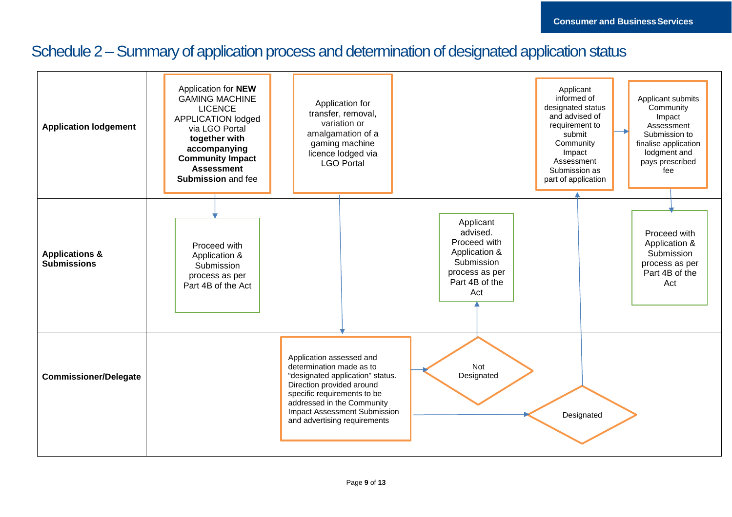# Schedule 2 – Summary of application process and determination of designated application status

**Application lodgement**

- Application for **NEW** GAMING MACHINE LICENCE APPLICATION lodged via LGO Portal **together with accompanying Community Impact Assessment Submission** and fee
- Application for transfer, removal, variation or amalgamation of a gaming machine licence lodged via LGO Portal
- Applicant informed of designated status and advised of requirement to submit Community Impact Assessment Submission as part of application
- Applicant submits Community Impact Assessment Submission to finalise application lodgment and pays prescribed fee

**Applications & Submissions**

- Proceed with Application & Submission process as per Part 4B of the Act
- Applicant advised. Proceed with Application & Submission process as per Part 4B of the Act
- Proceed with Application & Submission process as per Part 4B of the Act

**Commissioner/Delegate**

- Application assessed and determination made as to "designated application" status. Direction provided around specific requirements to be addressed in the Community Impact Assessment Submission and advertising requirements
- Not Designated
- Designated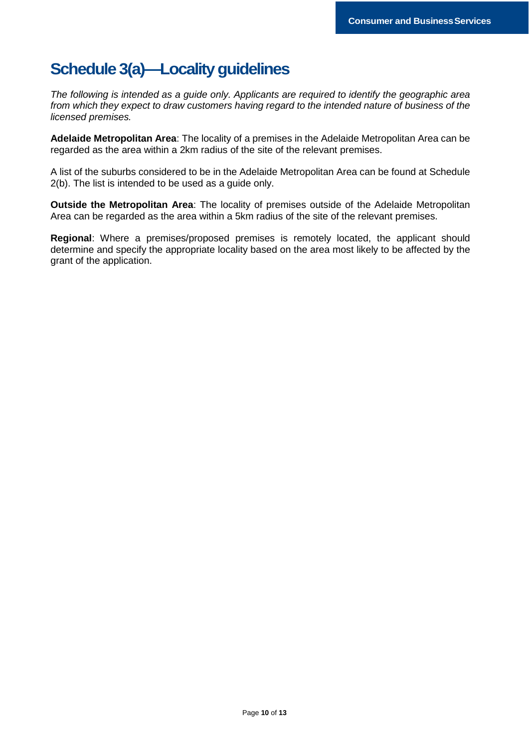# Schedule 3(a)—Locality guidelines

*The following is intended as a guide only. Applicants are required to identify the geographic area from which they expect to draw customers having regard to the intended nature of business of the licensed premises.*

**Adelaide Metropolitan Area**: The locality of a premises in the Adelaide Metropolitan Area can be regarded as the area within a 2km radius of the site of the relevant premises.

A list of the suburbs considered to be in the Adelaide Metropolitan Area can be found at Schedule 2(b). The list is intended to be used as a guide only.

**Outside the Metropolitan Area**: The locality of premises outside of the Adelaide Metropolitan Area can be regarded as the area within a 5km radius of the site of the relevant premises.

**Regional**: Where a premises/proposed premises is remotely located, the applicant should determine and specify the appropriate locality based on the area most likely to be affected by the grant of the application.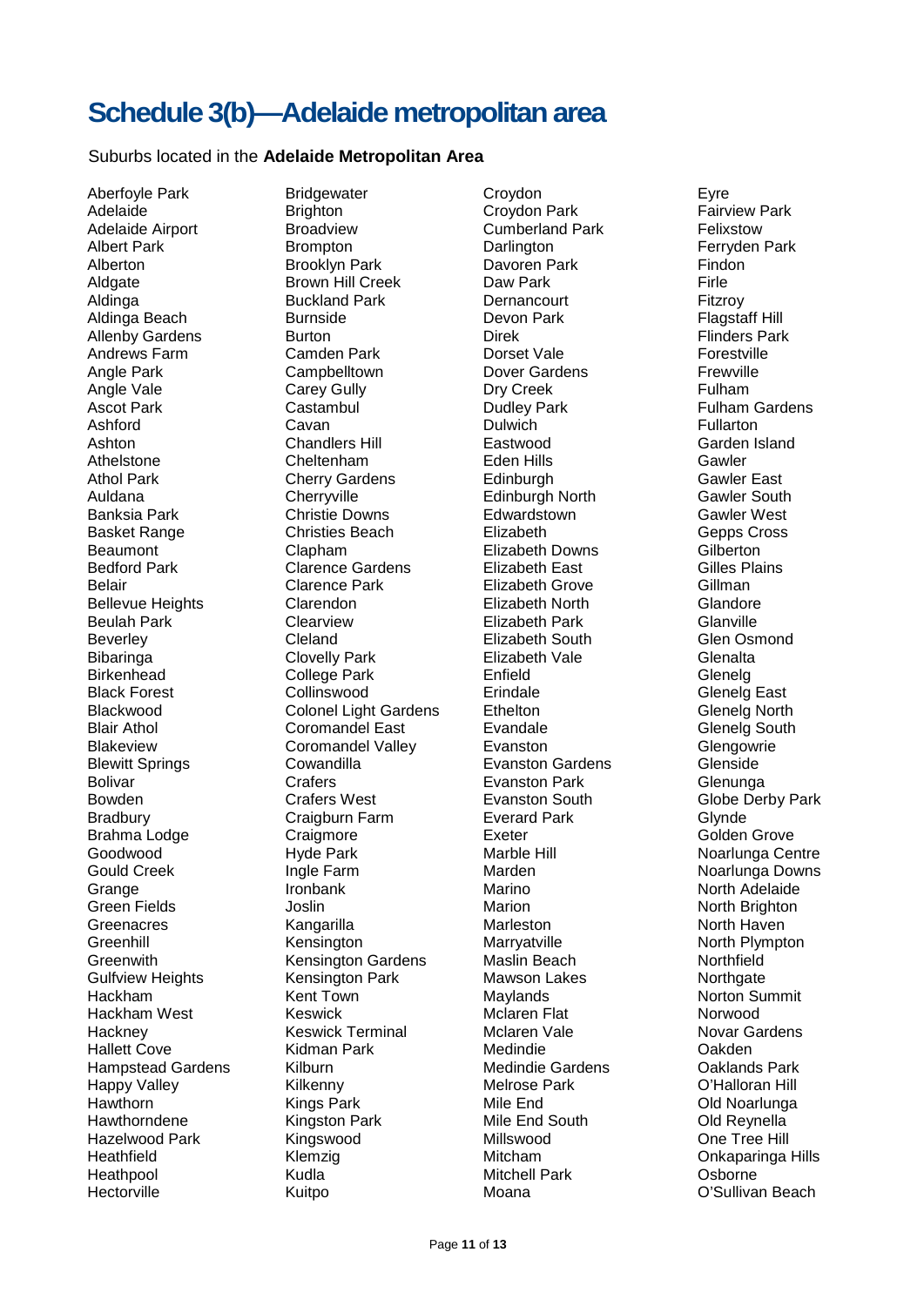# Schedule 3(b)—Adelaide metropolitan area

Suburbs located in the **Adelaide Metropolitan Area**

Aberfoyle Park
Adelaide
Adelaide Airport
Albert Park
Alberton
Aldgate
Aldinga
Aldinga Beach
Allenby Gardens
Andrews Farm
Angle Park
Angle Vale
Ascot Park
Ashford
Ashton
Athelstone
Athol Park
Auldana
Banksia Park
Basket Range
Beaumont
Bedford Park
Belair
Bellevue Heights
Beulah Park
Beverley
Bibaringa
Birkenhead
Black Forest
Blackwood
Blair Athol
Blakeview
Blewitt Springs
Bolivar
Bowden
Bradbury
Brahma Lodge
Bridgewater
Brighton
Broadview
Brompton
Brooklyn Park
Brown Hill Creek
Buckland Park
Burnside
Burton
Camden Park
Campbelltown
Carey Gully
Castambul
Cavan
Chandlers Hill
Cheltenham
Cherry Gardens
Cherryville
Christie Downs
Christies Beach
Clapham
Clarence Gardens
Clarence Park
Clarendon
Clearview
Cleland
Clovelly Park
College Park
Collinswood
Colonel Light Gardens
Coromandel East
Coromandel Valley
Cowandilla
Crafers
Crafers West
Craigburn Farm
Craigmore
Croydon
Croydon Park
Cumberland Park
Darlington
Davoren Park
Daw Park
Dernancourt
Devon Park
Direk
Dorset Vale
Dover Gardens
Dry Creek
Dudley Park
Dulwich
Eastwood
Eden Hills
Edinburgh
Edinburgh North
Edwardstown
Elizabeth
Elizabeth Downs
Elizabeth East
Elizabeth Grove
Elizabeth North
Elizabeth Park
Elizabeth South
Elizabeth Vale
Enfield
Erindale
Ethelton
Evandale
Evanston
Evanston Gardens
Evanston Park
Evanston South
Everard Park
Exeter
Eyre
Fairview Park
Felixstow
Ferryden Park
Findon
Firle
Fitzroy
Flagstaff Hill
Flinders Park
Forestville
Frewville
Fulham
Fulham Gardens
Fullarton
Garden Island
Gawler
Gawler East
Gawler South
Gawler West
Gepps Cross
Gilberton
Gilles Plains
Gillman
Glandore
Glanville
Glen Osmond
Glenalta
Glenelg
Glenelg East
Glenelg North
Glenelg South
Glengowrie
Glenside
Glenunga
Globe Derby Park
Glynde
Golden Grove
Goodwood
Gould Creek
Grange
Green Fields
Greenacres
Greenhill
Greenwith
Gulfview Heights
Hackham
Hackham West
Hackney
Hallett Cove
Hampstead Gardens
Happy Valley
Hawthorn
Hawthorndene
Hazelwood Park
Heathfield
Heathpool
Hectorville
Hyde Park
Ingle Farm
Ironbank
Joslin
Kangarilla
Kensington
Kensington Gardens
Kensington Park
Kent Town
Keswick
Keswick Terminal
Kidman Park
Kilburn
Kilkenny
Kings Park
Kingston Park
Kingswood
Klemzig
Kudla
Kuitpo
Marble Hill
Marden
Marino
Marion
Marleston
Marryatville
Maslin Beach
Mawson Lakes
Maylands
Mclaren Flat
Mclaren Vale
Medindie
Medindie Gardens
Melrose Park
Mile End
Mile End South
Millswood
Mitcham
Mitchell Park
Moana
Noarlunga Centre
Noarlunga Downs
North Adelaide
North Brighton
North Haven
North Plympton
Northfield
Northgate
Norton Summit
Norwood
Novar Gardens
Oakden
Oaklands Park
O'Halloran Hill
Old Noarlunga
Old Reynella
One Tree Hill
Onkaparinga Hills
Osborne
O'Sullivan Beach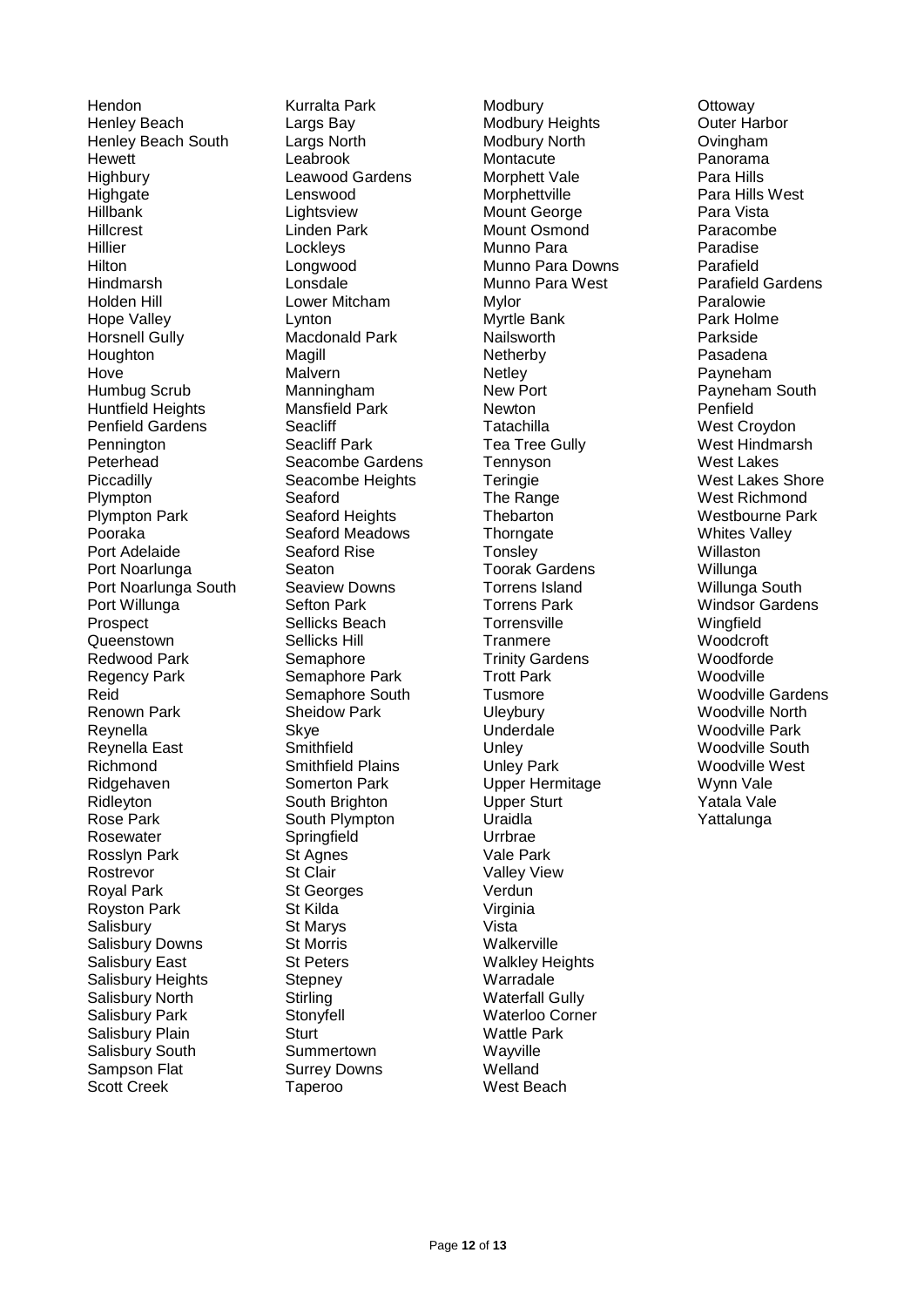Hendon
Henley Beach
Henley Beach South
Hewett
Highbury
Highgate
Hillbank
Hillcrest
Hillier
Hilton
Hindmarsh
Holden Hill
Hope Valley
Horsnell Gully
Houghton
Hove
Humbug Scrub
Huntfield Heights
Penfield Gardens
Pennington
Peterhead
Piccadilly
Plympton
Plympton Park
Pooraka
Port Adelaide
Port Noarlunga
Port Noarlunga South
Port Willunga
Prospect
Queenstown
Redwood Park
Regency Park
Reid
Renown Park
Reynella
Reynella East
Richmond
Ridgehaven
Ridleyton
Rose Park
Rosewater
Rosslyn Park
Rostrevor
Royal Park
Royston Park
Salisbury
Salisbury Downs
Salisbury East
Salisbury Heights
Salisbury North
Salisbury Park
Salisbury Plain
Salisbury South
Sampson Flat
Scott Creek

Kurralta Park
Largs Bay
Largs North
Leabrook
Leawood Gardens
Lenswood
Lightsview
Linden Park
Lockleys
Longwood
Lonsdale
Lower Mitcham
Lynton
Macdonald Park
Magill
Malvern
Manningham
Mansfield Park
Seacliff
Seacliff Park
Seacombe Gardens
Seacombe Heights
Seaford
Seaford Heights
Seaford Meadows
Seaford Rise
Seaton
Seaview Downs
Sefton Park
Sellicks Beach
Sellicks Hill
Semaphore
Semaphore Park
Semaphore South
Sheidow Park
Skye
Smithfield
Smithfield Plains
Somerton Park
South Brighton
South Plympton
Springfield
St Agnes
St Clair
St Georges
St Kilda
St Marys
St Morris
St Peters
Stepney
Stirling
Stonyfell
Sturt
Summertown
Surrey Downs
Taperoo

Modbury
Modbury Heights
Modbury North
Montacute
Morphett Vale
Morphettville
Mount George
Mount Osmond
Munno Para
Munno Para Downs
Munno Para West
Mylor
Myrtle Bank
Nailsworth
Netherby
Netley
New Port
Newton
Tatachilla
Tea Tree Gully
Tennyson
Teringie
The Range
Thebarton
Thorngate
Tonsley
Toorak Gardens
Torrens Island
Torrens Park
Torrensville
Tranmere
Trinity Gardens
Trott Park
Tusmore
Uleybury
Underdale
Unley
Unley Park
Upper Hermitage
Upper Sturt
Uraidla
Urrbrae
Vale Park
Valley View
Verdun
Virginia
Vista
Walkerville
Walkley Heights
Warradale
Waterfall Gully
Waterloo Corner
Wattle Park
Wayville
Welland
West Beach

Ottoway
Outer Harbor
Ovingham
Panorama
Para Hills
Para Hills West
Para Vista
Paracombe
Paradise
Parafield
Parafield Gardens
Paralowie
Park Holme
Parkside
Pasadena
Payneham
Payneham South
Penfield
West Croydon
West Hindmarsh
West Lakes
West Lakes Shore
West Richmond
Westbourne Park
Whites Valley
Willaston
Willunga
Willunga South
Windsor Gardens
Wingfield
Woodcroft
Woodforde
Woodville
Woodville Gardens
Woodville North
Woodville Park
Woodville South
Woodville West
Wynn Vale
Yatala Vale
Yattalunga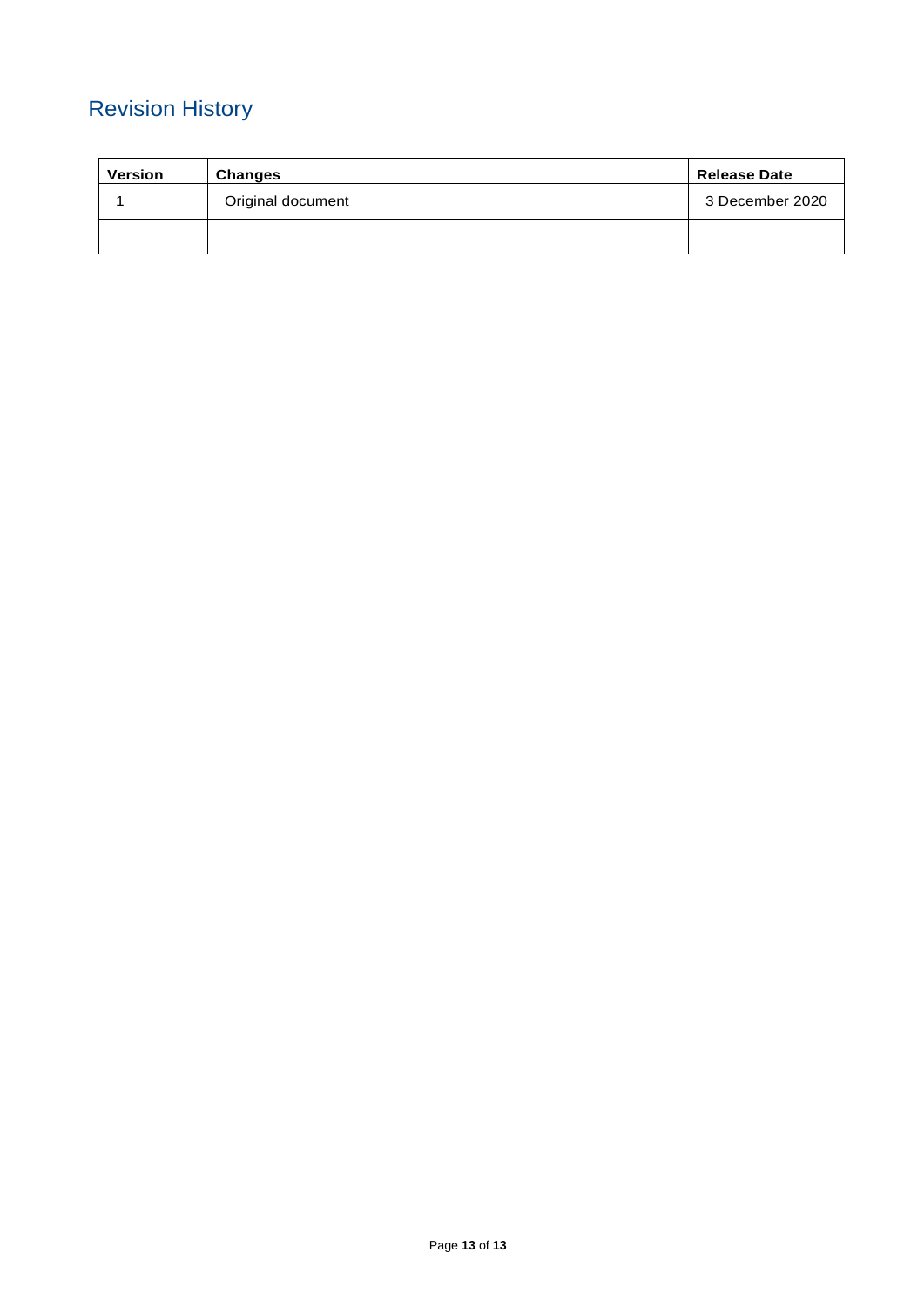## Revision History

| Version | Changes | Release Date |
| --- | --- | --- |
| 1 | Original document | 3 December 2020 |
| | | |